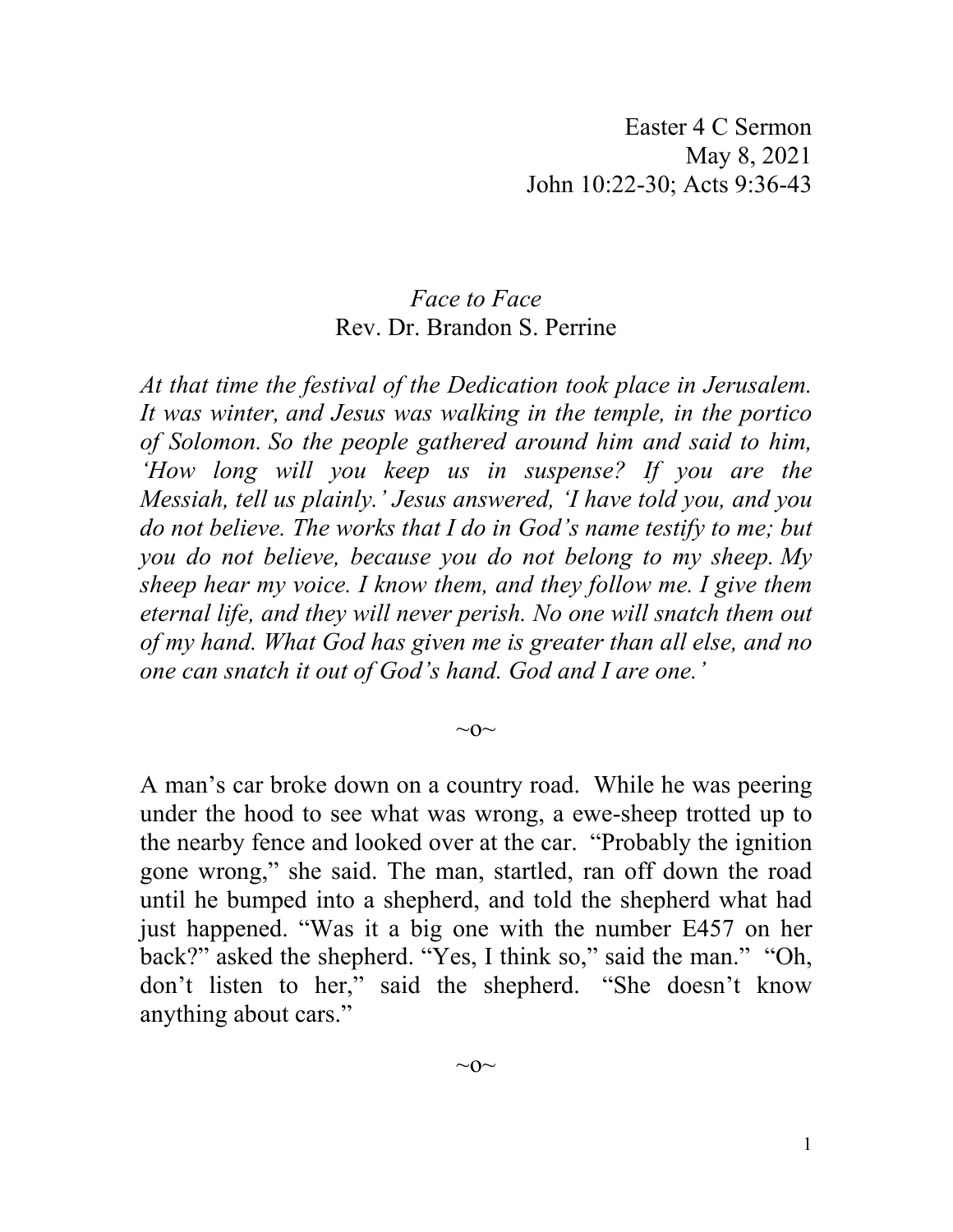Easter 4 C Sermon
May 8, 2021
John 10:22-30; Acts 9:36-43

*Face to Face*
Rev. Dr. Brandon S. Perrine

*At that time the festival of the Dedication took place in Jerusalem. It was winter, and Jesus was walking in the temple, in the portico of Solomon. So the people gathered around him and said to him, 'How long will you keep us in suspense? If you are the Messiah, tell us plainly.' Jesus answered, 'I have told you, and you do not believe. The works that I do in God's name testify to me; but you do not believe, because you do not belong to my sheep. My sheep hear my voice. I know them, and they follow me. I give them eternal life, and they will never perish. No one will snatch them out of my hand. What God has given me is greater than all else, and no one can snatch it out of God's hand. God and I are one.'*

~o~

A man's car broke down on a country road. While he was peering under the hood to see what was wrong, a ewe-sheep trotted up to the nearby fence and looked over at the car. "Probably the ignition gone wrong," she said. The man, startled, ran off down the road until he bumped into a shepherd, and told the shepherd what had just happened. "Was it a big one with the number E457 on her back?" asked the shepherd. "Yes, I think so," said the man." "Oh, don't listen to her," said the shepherd. "She doesn't know anything about cars."

~o~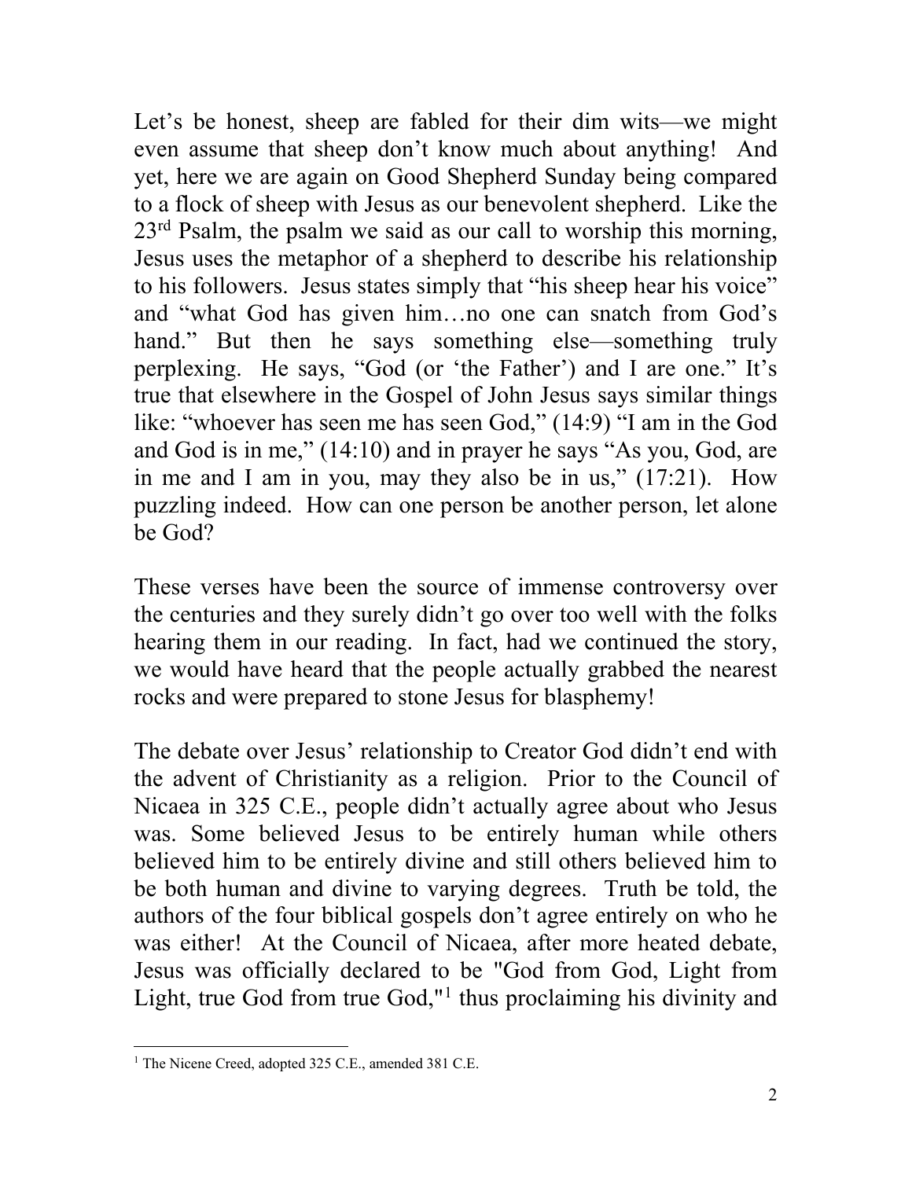Let’s be honest, sheep are fabled for their dim wits—we might even assume that sheep don’t know much about anything! And yet, here we are again on Good Shepherd Sunday being compared to a flock of sheep with Jesus as our benevolent shepherd. Like the 23rd Psalm, the psalm we said as our call to worship this morning, Jesus uses the metaphor of a shepherd to describe his relationship to his followers. Jesus states simply that “his sheep hear his voice” and “what God has given him…no one can snatch from God’s hand.” But then he says something else—something truly perplexing. He says, “God (or ‘the Father’) and I are one.” It’s true that elsewhere in the Gospel of John Jesus says similar things like: “whoever has seen me has seen God,” (14:9) “I am in the God and God is in me,” (14:10) and in prayer he says “As you, God, are in me and I am in you, may they also be in us,” (17:21). How puzzling indeed. How can one person be another person, let alone be God?

These verses have been the source of immense controversy over the centuries and they surely didn’t go over too well with the folks hearing them in our reading. In fact, had we continued the story, we would have heard that the people actually grabbed the nearest rocks and were prepared to stone Jesus for blasphemy!

The debate over Jesus’ relationship to Creator God didn’t end with the advent of Christianity as a religion. Prior to the Council of Nicaea in 325 C.E., people didn’t actually agree about who Jesus was. Some believed Jesus to be entirely human while others believed him to be entirely divine and still others believed him to be both human and divine to varying degrees. Truth be told, the authors of the four biblical gospels don’t agree entirely on who he was either! At the Council of Nicaea, after more heated debate, Jesus was officially declared to be "God from God, Light from Light, true God from true God,"[1] thus proclaiming his divinity and

---

[1] The Nicene Creed, adopted 325 C.E., amended 381 C.E.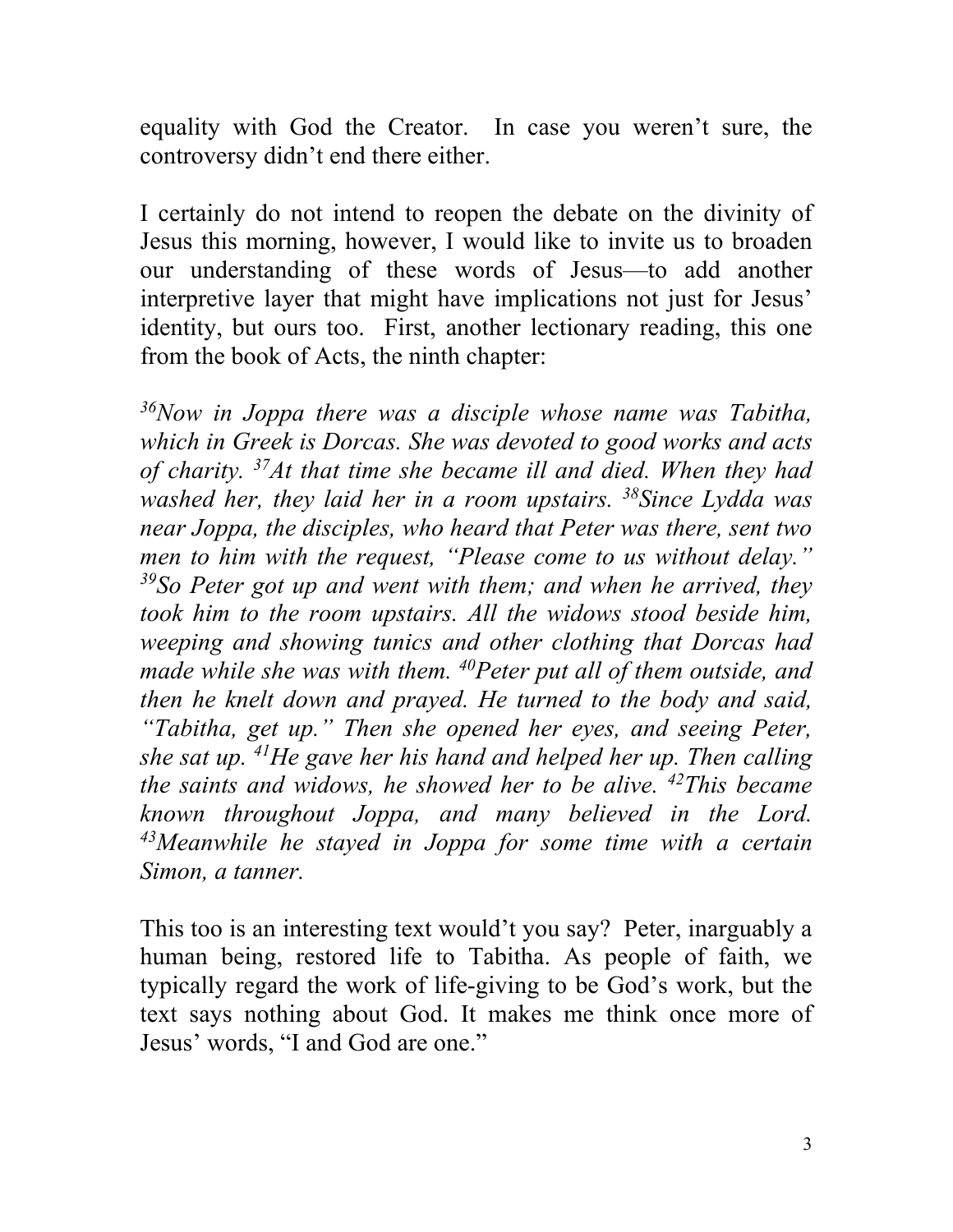equality with God the Creator. In case you weren't sure, the controversy didn't end there either.

I certainly do not intend to reopen the debate on the divinity of Jesus this morning, however, I would like to invite us to broaden our understanding of these words of Jesus—to add another interpretive layer that might have implications not just for Jesus' identity, but ours too. First, another lectionary reading, this one from the book of Acts, the ninth chapter:

*[36]Now in Joppa there was a disciple whose name was Tabitha, which in Greek is Dorcas. She was devoted to good works and acts of charity. [37]At that time she became ill and died. When they had washed her, they laid her in a room upstairs. [38]Since Lydda was near Joppa, the disciples, who heard that Peter was there, sent two men to him with the request, "Please come to us without delay." [39]So Peter got up and went with them; and when he arrived, they took him to the room upstairs. All the widows stood beside him, weeping and showing tunics and other clothing that Dorcas had made while she was with them. [40]Peter put all of them outside, and then he knelt down and prayed. He turned to the body and said, "Tabitha, get up." Then she opened her eyes, and seeing Peter, she sat up. [41]He gave her his hand and helped her up. Then calling the saints and widows, he showed her to be alive. [42]This became known throughout Joppa, and many believed in the Lord. [43]Meanwhile he stayed in Joppa for some time with a certain Simon, a tanner.*

This too is an interesting text would't you say? Peter, inarguably a human being, restored life to Tabitha. As people of faith, we typically regard the work of life-giving to be God's work, but the text says nothing about God. It makes me think once more of Jesus' words, "I and God are one."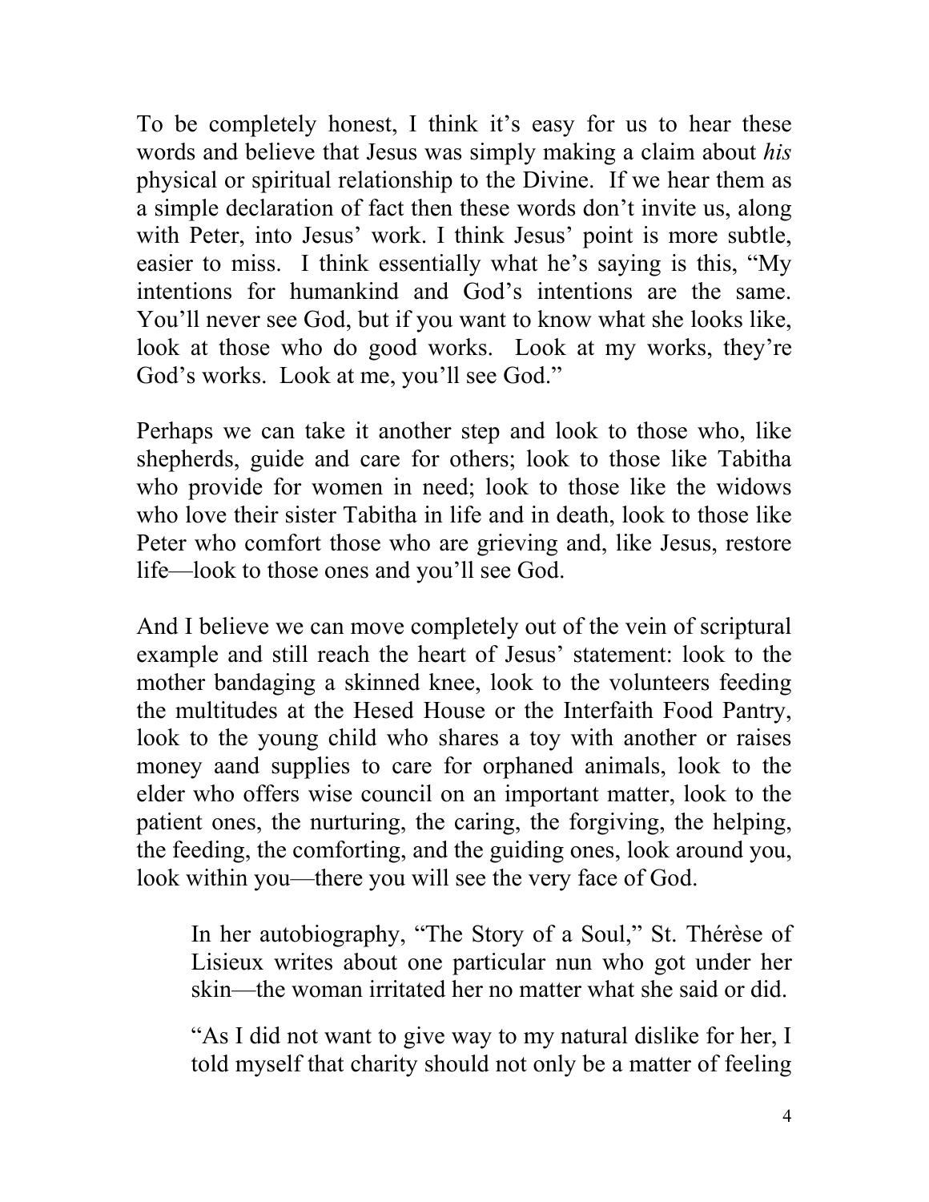To be completely honest, I think it's easy for us to hear these words and believe that Jesus was simply making a claim about *his* physical or spiritual relationship to the Divine. If we hear them as a simple declaration of fact then these words don't invite us, along with Peter, into Jesus' work. I think Jesus' point is more subtle, easier to miss. I think essentially what he's saying is this, "My intentions for humankind and God's intentions are the same. You'll never see God, but if you want to know what she looks like, look at those who do good works. Look at my works, they're God's works. Look at me, you'll see God."

Perhaps we can take it another step and look to those who, like shepherds, guide and care for others; look to those like Tabitha who provide for women in need; look to those like the widows who love their sister Tabitha in life and in death, look to those like Peter who comfort those who are grieving and, like Jesus, restore life—look to those ones and you'll see God.

And I believe we can move completely out of the vein of scriptural example and still reach the heart of Jesus' statement: look to the mother bandaging a skinned knee, look to the volunteers feeding the multitudes at the Hesed House or the Interfaith Food Pantry, look to the young child who shares a toy with another or raises money aand supplies to care for orphaned animals, look to the elder who offers wise council on an important matter, look to the patient ones, the nurturing, the caring, the forgiving, the helping, the feeding, the comforting, and the guiding ones, look around you, look within you—there you will see the very face of God.

> In her autobiography, "The Story of a Soul," St. Thérèse of Lisieux writes about one particular nun who got under her skin—the woman irritated her no matter what she said or did.
>
> "As I did not want to give way to my natural dislike for her, I told myself that charity should not only be a matter of feeling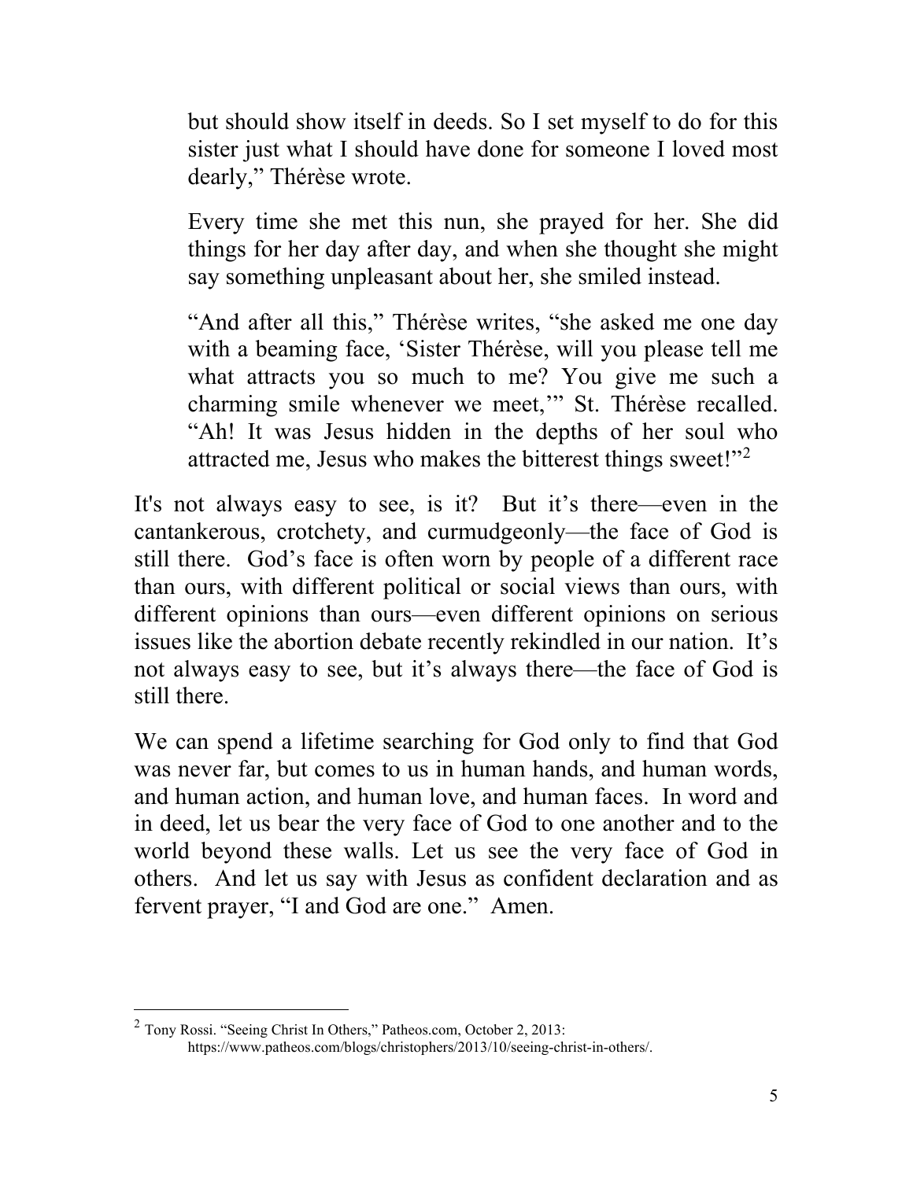> but should show itself in deeds. So I set myself to do for this sister just what I should have done for someone I loved most dearly," Thérèse wrote.
>
> Every time she met this nun, she prayed for her. She did things for her day after day, and when she thought she might say something unpleasant about her, she smiled instead.
>
> "And after all this," Thérèse writes, "she asked me one day with a beaming face, 'Sister Thérèse, will you please tell me what attracts you so much to me? You give me such a charming smile whenever we meet,'" St. Thérèse recalled. "Ah! It was Jesus hidden in the depths of her soul who attracted me, Jesus who makes the bitterest things sweet!"[2]

It's not always easy to see, is it? But it's there—even in the cantankerous, crotchety, and curmudgeonly—the face of God is still there. God's face is often worn by people of a different race than ours, with different political or social views than ours, with different opinions than ours—even different opinions on serious issues like the abortion debate recently rekindled in our nation. It's not always easy to see, but it's always there—the face of God is still there.

We can spend a lifetime searching for God only to find that God was never far, but comes to us in human hands, and human words, and human action, and human love, and human faces. In word and in deed, let us bear the very face of God to one another and to the world beyond these walls. Let us see the very face of God in others. And let us say with Jesus as confident declaration and as fervent prayer, "I and God are one." Amen.

---

[2] Tony Rossi. "Seeing Christ In Others," Patheos.com, October 2, 2013: https://www.patheos.com/blogs/christophers/2013/10/seeing-christ-in-others/.